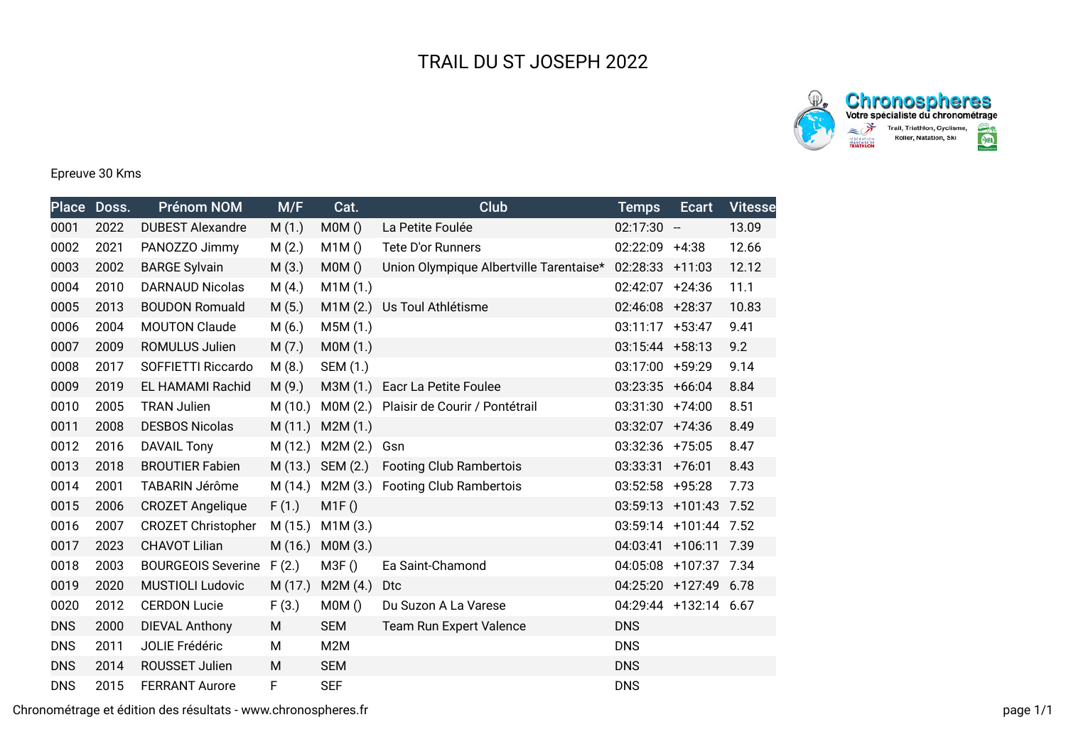# TRAIL DU ST JOSEPH 2022

Epreuve 30 Kms

| Place | Doss. | Prénom NOM | M/F | Cat. | Club | Temps | Ecart | Vitesse |
|---|---|---|---|---|---|---|---|---|
| 0001 | 2022 | DUBEST Alexandre | M (1.) | M0M () | La Petite Foulée | 02:17:30 | -- | 13.09 |
| 0002 | 2021 | PANOZZO Jimmy | M (2.) | M1M () | Tete D'or Runners | 02:22:09 | +4:38 | 12.66 |
| 0003 | 2002 | BARGE Sylvain | M (3.) | M0M () | Union Olympique Albertville Tarentaise* | 02:28:33 | +11:03 | 12.12 |
| 0004 | 2010 | DARNAUD Nicolas | M (4.) | M1M (1.) | | 02:42:07 | +24:36 | 11.1 |
| 0005 | 2013 | BOUDON Romuald | M (5.) | M1M (2.) | Us Toul Athlétisme | 02:46:08 | +28:37 | 10.83 |
| 0006 | 2004 | MOUTON Claude | M (6.) | M5M (1.) | | 03:11:17 | +53:47 | 9.41 |
| 0007 | 2009 | ROMULUS Julien | M (7.) | M0M (1.) | | 03:15:44 | +58:13 | 9.2 |
| 0008 | 2017 | SOFFIETTI Riccardo | M (8.) | SEM (1.) | | 03:17:00 | +59:29 | 9.14 |
| 0009 | 2019 | EL HAMAMI Rachid | M (9.) | M3M (1.) | Eacr La Petite Foulee | 03:23:35 | +66:04 | 8.84 |
| 0010 | 2005 | TRAN Julien | M (10.) | M0M (2.) | Plaisir de Courir / Pontétrail | 03:31:30 | +74:00 | 8.51 |
| 0011 | 2008 | DESBOS Nicolas | M (11.) | M2M (1.) | | 03:32:07 | +74:36 | 8.49 |
| 0012 | 2016 | DAVAIL Tony | M (12.) | M2M (2.) | Gsn | 03:32:36 | +75:05 | 8.47 |
| 0013 | 2018 | BROUTIER Fabien | M (13.) | SEM (2.) | Footing Club Rambertois | 03:33:31 | +76:01 | 8.43 |
| 0014 | 2001 | TABARIN Jérôme | M (14.) | M2M (3.) | Footing Club Rambertois | 03:52:58 | +95:28 | 7.73 |
| 0015 | 2006 | CROZET Angelique | F (1.) | M1F () | | 03:59:13 | +101:43 | 7.52 |
| 0016 | 2007 | CROZET Christopher | M (15.) | M1M (3.) | | 03:59:14 | +101:44 | 7.52 |
| 0017 | 2023 | CHAVOT Lilian | M (16.) | M0M (3.) | | 04:03:41 | +106:11 | 7.39 |
| 0018 | 2003 | BOURGEOIS Severine | F (2.) | M3F () | Ea Saint-Chamond | 04:05:08 | +107:37 | 7.34 |
| 0019 | 2020 | MUSTIOLI Ludovic | M (17.) | M2M (4.) | Dtc | 04:25:20 | +127:49 | 6.78 |
| 0020 | 2012 | CERDON Lucie | F (3.) | M0M () | Du Suzon A La Varese | 04:29:44 | +132:14 | 6.67 |
| DNS | 2000 | DIEVAL Anthony | M | SEM | Team Run Expert Valence | DNS | | |
| DNS | 2011 | JOLIE Frédéric | M | M2M | | DNS | | |
| DNS | 2014 | ROUSSET Julien | M | SEM | | DNS | | |
| DNS | 2015 | FERRANT Aurore | F | SEF | | DNS | | |

Chronométrage et édition des résultats - www.chronospheres.fr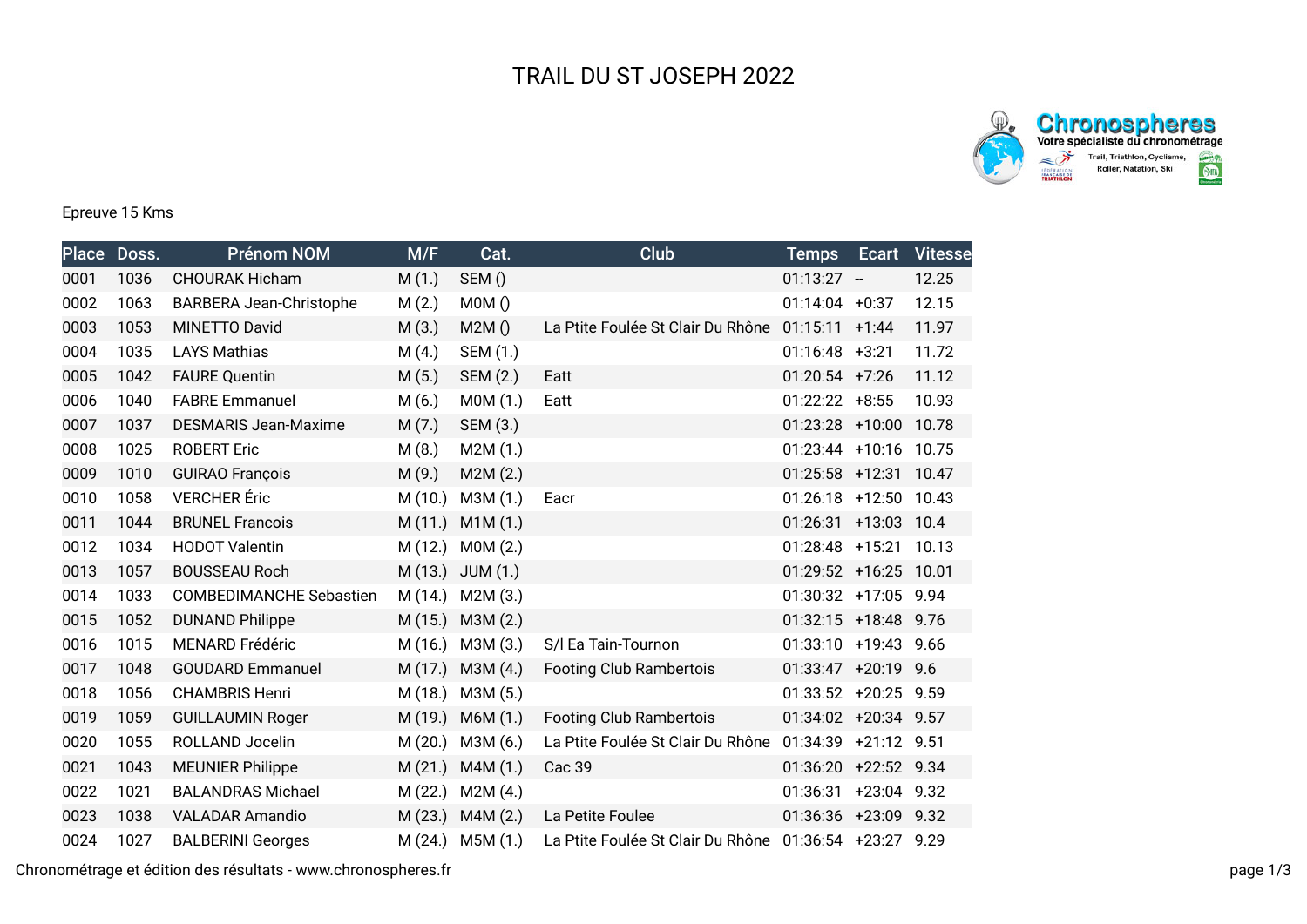# TRAIL DU ST JOSEPH 2022

Epreuve 15 Kms

| Place | Doss. | Prénom NOM | M/F | Cat. | Club | Temps | Ecart | Vitesse |
|---|---|---|---|---|---|---|---|---|
| 0001 | 1036 | CHOURAK Hicham | M (1.) | SEM () | | 01:13:27 | -- | 12.25 |
| 0002 | 1063 | BARBERA Jean-Christophe | M (2.) | M0M () | | 01:14:04 | +0:37 | 12.15 |
| 0003 | 1053 | MINETTO David | M (3.) | M2M () | La Ptite Foulée St Clair Du Rhône | 01:15:11 | +1:44 | 11.97 |
| 0004 | 1035 | LAYS Mathias | M (4.) | SEM (1.) | | 01:16:48 | +3:21 | 11.72 |
| 0005 | 1042 | FAURE Quentin | M (5.) | SEM (2.) | Eatt | 01:20:54 | +7:26 | 11.12 |
| 0006 | 1040 | FABRE Emmanuel | M (6.) | M0M (1.) | Eatt | 01:22:22 | +8:55 | 10.93 |
| 0007 | 1037 | DESMARIS Jean-Maxime | M (7.) | SEM (3.) | | 01:23:28 | +10:00 | 10.78 |
| 0008 | 1025 | ROBERT Eric | M (8.) | M2M (1.) | | 01:23:44 | +10:16 | 10.75 |
| 0009 | 1010 | GUIRAO François | M (9.) | M2M (2.) | | 01:25:58 | +12:31 | 10.47 |
| 0010 | 1058 | VERCHER Éric | M (10.) | M3M (1.) | Eacr | 01:26:18 | +12:50 | 10.43 |
| 0011 | 1044 | BRUNEL Francois | M (11.) | M1M (1.) | | 01:26:31 | +13:03 | 10.4 |
| 0012 | 1034 | HODOT Valentin | M (12.) | M0M (2.) | | 01:28:48 | +15:21 | 10.13 |
| 0013 | 1057 | BOUSSEAU Roch | M (13.) | JUM (1.) | | 01:29:52 | +16:25 | 10.01 |
| 0014 | 1033 | COMBEDIMANCHE Sebastien | M (14.) | M2M (3.) | | 01:30:32 | +17:05 | 9.94 |
| 0015 | 1052 | DUNAND Philippe | M (15.) | M3M (2.) | | 01:32:15 | +18:48 | 9.76 |
| 0016 | 1015 | MENARD Frédéric | M (16.) | M3M (3.) | S/l Ea Tain-Tournon | 01:33:10 | +19:43 | 9.66 |
| 0017 | 1048 | GOUDARD Emmanuel | M (17.) | M3M (4.) | Footing Club Rambertois | 01:33:47 | +20:19 | 9.6 |
| 0018 | 1056 | CHAMBRIS Henri | M (18.) | M3M (5.) | | 01:33:52 | +20:25 | 9.59 |
| 0019 | 1059 | GUILLAUMIN Roger | M (19.) | M6M (1.) | Footing Club Rambertois | 01:34:02 | +20:34 | 9.57 |
| 0020 | 1055 | ROLLAND Jocelin | M (20.) | M3M (6.) | La Ptite Foulée St Clair Du Rhône | 01:34:39 | +21:12 | 9.51 |
| 0021 | 1043 | MEUNIER Philippe | M (21.) | M4M (1.) | Cac 39 | 01:36:20 | +22:52 | 9.34 |
| 0022 | 1021 | BALANDRAS Michael | M (22.) | M2M (4.) | | 01:36:31 | +23:04 | 9.32 |
| 0023 | 1038 | VALADAR Amandio | M (23.) | M4M (2.) | La Petite Foulee | 01:36:36 | +23:09 | 9.32 |
| 0024 | 1027 | BALBERINI Georges | M (24.) | M5M (1.) | La Ptite Foulée St Clair Du Rhône | 01:36:54 | +23:27 | 9.29 |

Chronométrage et édition des résultats - www.chronospheres.fr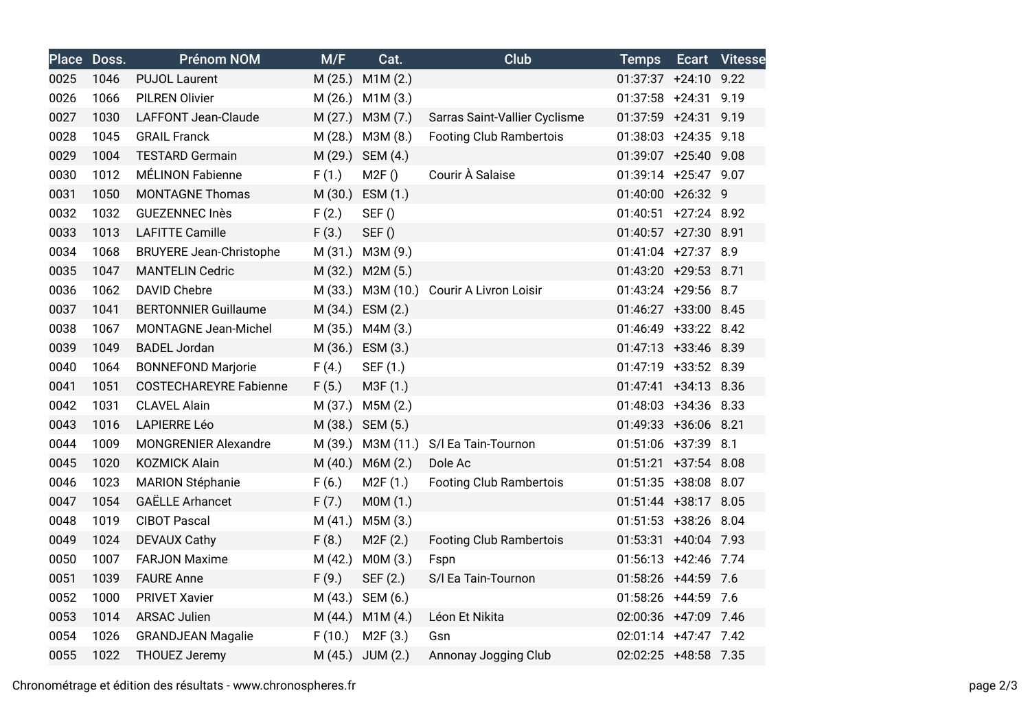| Place | Doss. | Prénom NOM | M/F | Cat. | Club | Temps | Ecart | Vitesse |
|---|---|---|---|---|---|---|---|---|
| 0025 | 1046 | PUJOL Laurent | M (25.) | M1M (2.) | | 01:37:37 | +24:10 | 9.22 |
| 0026 | 1066 | PILREN Olivier | M (26.) | M1M (3.) | | 01:37:58 | +24:31 | 9.19 |
| 0027 | 1030 | LAFFONT Jean-Claude | M (27.) | M3M (7.) | Sarras Saint-Vallier Cyclisme | 01:37:59 | +24:31 | 9.19 |
| 0028 | 1045 | GRAIL Franck | M (28.) | M3M (8.) | Footing Club Rambertois | 01:38:03 | +24:35 | 9.18 |
| 0029 | 1004 | TESTARD Germain | M (29.) | SEM (4.) | | 01:39:07 | +25:40 | 9.08 |
| 0030 | 1012 | MÉLINON Fabienne | F (1.) | M2F () | Courir À Salaise | 01:39:14 | +25:47 | 9.07 |
| 0031 | 1050 | MONTAGNE Thomas | M (30.) | ESM (1.) | | 01:40:00 | +26:32 | 9 |
| 0032 | 1032 | GUEZENNEC Inès | F (2.) | SEF () | | 01:40:51 | +27:24 | 8.92 |
| 0033 | 1013 | LAFITTE Camille | F (3.) | SEF () | | 01:40:57 | +27:30 | 8.91 |
| 0034 | 1068 | BRUYERE Jean-Christophe | M (31.) | M3M (9.) | | 01:41:04 | +27:37 | 8.9 |
| 0035 | 1047 | MANTELIN Cedric | M (32.) | M2M (5.) | | 01:43:20 | +29:53 | 8.71 |
| 0036 | 1062 | DAVID Chebre | M (33.) | M3M (10.) | Courir A Livron Loisir | 01:43:24 | +29:56 | 8.7 |
| 0037 | 1041 | BERTONNIER Guillaume | M (34.) | ESM (2.) | | 01:46:27 | +33:00 | 8.45 |
| 0038 | 1067 | MONTAGNE Jean-Michel | M (35.) | M4M (3.) | | 01:46:49 | +33:22 | 8.42 |
| 0039 | 1049 | BADEL Jordan | M (36.) | ESM (3.) | | 01:47:13 | +33:46 | 8.39 |
| 0040 | 1064 | BONNEFOND Marjorie | F (4.) | SEF (1.) | | 01:47:19 | +33:52 | 8.39 |
| 0041 | 1051 | COSTECHAREYRE Fabienne | F (5.) | M3F (1.) | | 01:47:41 | +34:13 | 8.36 |
| 0042 | 1031 | CLAVEL Alain | M (37.) | M5M (2.) | | 01:48:03 | +34:36 | 8.33 |
| 0043 | 1016 | LAPIERRE Léo | M (38.) | SEM (5.) | | 01:49:33 | +36:06 | 8.21 |
| 0044 | 1009 | MONGRENIER Alexandre | M (39.) | M3M (11.) | S/l Ea Tain-Tournon | 01:51:06 | +37:39 | 8.1 |
| 0045 | 1020 | KOZMICK Alain | M (40.) | M6M (2.) | Dole Ac | 01:51:21 | +37:54 | 8.08 |
| 0046 | 1023 | MARION Stéphanie | F (6.) | M2F (1.) | Footing Club Rambertois | 01:51:35 | +38:08 | 8.07 |
| 0047 | 1054 | GAËLLE Arhancet | F (7.) | M0M (1.) | | 01:51:44 | +38:17 | 8.05 |
| 0048 | 1019 | CIBOT Pascal | M (41.) | M5M (3.) | | 01:51:53 | +38:26 | 8.04 |
| 0049 | 1024 | DEVAUX Cathy | F (8.) | M2F (2.) | Footing Club Rambertois | 01:53:31 | +40:04 | 7.93 |
| 0050 | 1007 | FARJON Maxime | M (42.) | M0M (3.) | Fspn | 01:56:13 | +42:46 | 7.74 |
| 0051 | 1039 | FAURE Anne | F (9.) | SEF (2.) | S/l Ea Tain-Tournon | 01:58:26 | +44:59 | 7.6 |
| 0052 | 1000 | PRIVET Xavier | M (43.) | SEM (6.) | | 01:58:26 | +44:59 | 7.6 |
| 0053 | 1014 | ARSAC Julien | M (44.) | M1M (4.) | Léon Et Nikita | 02:00:36 | +47:09 | 7.46 |
| 0054 | 1026 | GRANDJEAN Magalie | F (10.) | M2F (3.) | Gsn | 02:01:14 | +47:47 | 7.42 |
| 0055 | 1022 | THOUEZ Jeremy | M (45.) | JUM (2.) | Annonay Jogging Club | 02:02:25 | +48:58 | 7.35 |

Chronométrage et édition des résultats - www.chronospheres.fr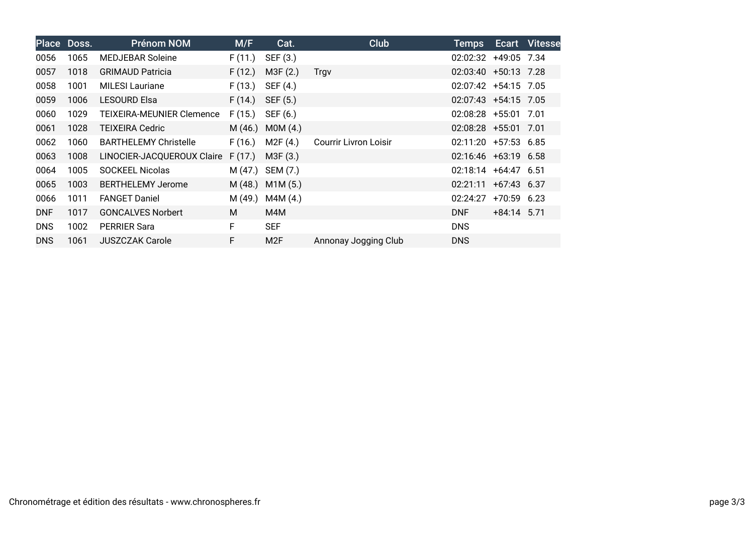| Place | Doss. | Prénom NOM | M/F | Cat. | Club | Temps | Ecart | Vitesse |
|---|---|---|---|---|---|---|---|---|
| 0056 | 1065 | MEDJEBAR Soleine | F (11.) | SEF (3.) | | 02:02:32 | +49:05 | 7.34 |
| 0057 | 1018 | GRIMAUD Patricia | F (12.) | M3F (2.) | Trgv | 02:03:40 | +50:13 | 7.28 |
| 0058 | 1001 | MILESI Lauriane | F (13.) | SEF (4.) | | 02:07:42 | +54:15 | 7.05 |
| 0059 | 1006 | LESOURD Elsa | F (14.) | SEF (5.) | | 02:07:43 | +54:15 | 7.05 |
| 0060 | 1029 | TEIXEIRA-MEUNIER Clemence | F (15.) | SEF (6.) | | 02:08:28 | +55:01 | 7.01 |
| 0061 | 1028 | TEIXEIRA Cedric | M (46.) | M0M (4.) | | 02:08:28 | +55:01 | 7.01 |
| 0062 | 1060 | BARTHELEMY Christelle | F (16.) | M2F (4.) | Courrir Livron Loisir | 02:11:20 | +57:53 | 6.85 |
| 0063 | 1008 | LINOCIER-JACQUEROUX Claire | F (17.) | M3F (3.) | | 02:16:46 | +63:19 | 6.58 |
| 0064 | 1005 | SOCKEEL Nicolas | M (47.) | SEM (7.) | | 02:18:14 | +64:47 | 6.51 |
| 0065 | 1003 | BERTHELEMY Jerome | M (48.) | M1M (5.) | | 02:21:11 | +67:43 | 6.37 |
| 0066 | 1011 | FANGET Daniel | M (49.) | M4M (4.) | | 02:24:27 | +70:59 | 6.23 |
| DNF | 1017 | GONCALVES Norbert | M | M4M | | DNF | +84:14 | 5.71 |
| DNS | 1002 | PERRIER Sara | F | SEF | | DNS | | |
| DNS | 1061 | JUSZCZAK Carole | F | M2F | Annonay Jogging Club | DNS | | |

Chronométrage et édition des résultats - www.chronospheres.fr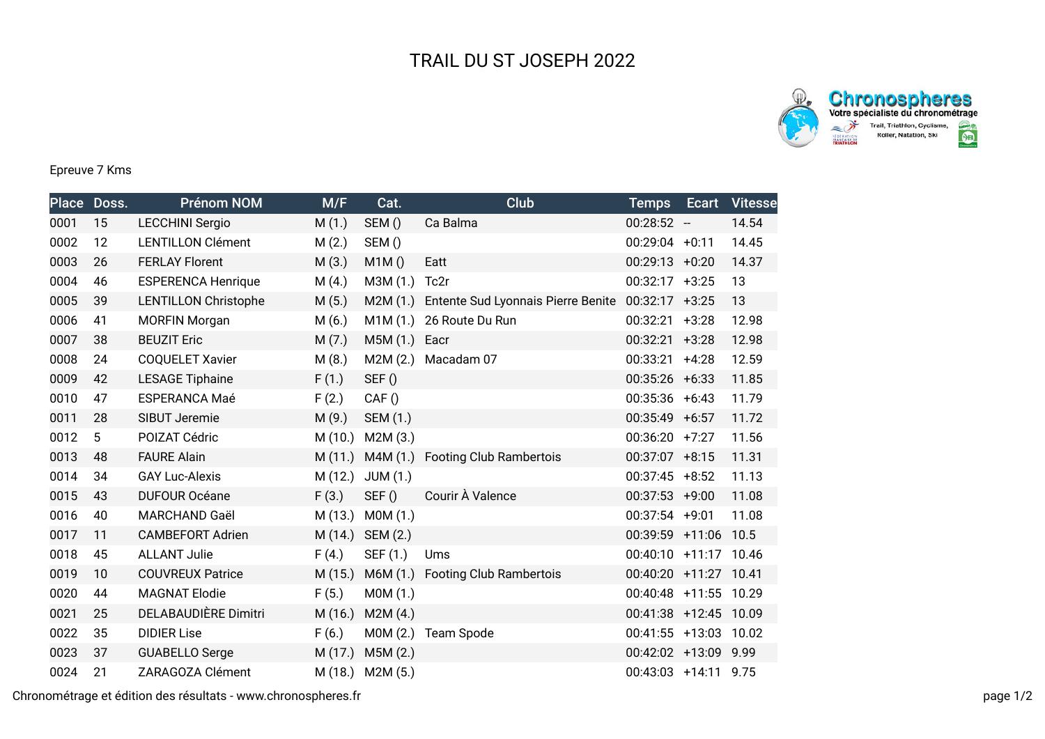# TRAIL DU ST JOSEPH 2022

Epreuve 7 Kms

| Place | Doss. | Prénom NOM | M/F | Cat. | Club | Temps | Ecart | Vitesse |
|---|---|---|---|---|---|---|---|---|
| 0001 | 15 | LECCHINI Sergio | M (1.) | SEM () | Ca Balma | 00:28:52 | -- | 14.54 |
| 0002 | 12 | LENTILLON Clément | M (2.) | SEM () | | 00:29:04 | +0:11 | 14.45 |
| 0003 | 26 | FERLAY Florent | M (3.) | M1M () | Eatt | 00:29:13 | +0:20 | 14.37 |
| 0004 | 46 | ESPERENCA Henrique | M (4.) | M3M (1.) | Tc2r | 00:32:17 | +3:25 | 13 |
| 0005 | 39 | LENTILLON Christophe | M (5.) | M2M (1.) | Entente Sud Lyonnais Pierre Benite | 00:32:17 | +3:25 | 13 |
| 0006 | 41 | MORFIN Morgan | M (6.) | M1M (1.) | 26 Route Du Run | 00:32:21 | +3:28 | 12.98 |
| 0007 | 38 | BEUZIT Eric | M (7.) | M5M (1.) | Eacr | 00:32:21 | +3:28 | 12.98 |
| 0008 | 24 | COQUELET Xavier | M (8.) | M2M (2.) | Macadam 07 | 00:33:21 | +4:28 | 12.59 |
| 0009 | 42 | LESAGE Tiphaine | F (1.) | SEF () | | 00:35:26 | +6:33 | 11.85 |
| 0010 | 47 | ESPERANCA Maé | F (2.) | CAF () | | 00:35:36 | +6:43 | 11.79 |
| 0011 | 28 | SIBUT Jeremie | M (9.) | SEM (1.) | | 00:35:49 | +6:57 | 11.72 |
| 0012 | 5 | POIZAT Cédric | M (10.) | M2M (3.) | | 00:36:20 | +7:27 | 11.56 |
| 0013 | 48 | FAURE Alain | M (11.) | M4M (1.) | Footing Club Rambertois | 00:37:07 | +8:15 | 11.31 |
| 0014 | 34 | GAY Luc-Alexis | M (12.) | JUM (1.) | | 00:37:45 | +8:52 | 11.13 |
| 0015 | 43 | DUFOUR Océane | F (3.) | SEF () | Courir À Valence | 00:37:53 | +9:00 | 11.08 |
| 0016 | 40 | MARCHAND Gaël | M (13.) | M0M (1.) | | 00:37:54 | +9:01 | 11.08 |
| 0017 | 11 | CAMBEFORT Adrien | M (14.) | SEM (2.) | | 00:39:59 | +11:06 | 10.5 |
| 0018 | 45 | ALLANT Julie | F (4.) | SEF (1.) | Ums | 00:40:10 | +11:17 | 10.46 |
| 0019 | 10 | COUVREUX Patrice | M (15.) | M6M (1.) | Footing Club Rambertois | 00:40:20 | +11:27 | 10.41 |
| 0020 | 44 | MAGNAT Elodie | F (5.) | M0M (1.) | | 00:40:48 | +11:55 | 10.29 |
| 0021 | 25 | DELABAUDIÈRE Dimitri | M (16.) | M2M (4.) | | 00:41:38 | +12:45 | 10.09 |
| 0022 | 35 | DIDIER Lise | F (6.) | M0M (2.) | Team Spode | 00:41:55 | +13:03 | 10.02 |
| 0023 | 37 | GUABELLO Serge | M (17.) | M5M (2.) | | 00:42:02 | +13:09 | 9.99 |
| 0024 | 21 | ZARAGOZA Clément | M (18.) | M2M (5.) | | 00:43:03 | +14:11 | 9.75 |

Chronométrage et édition des résultats - www.chronospheres.fr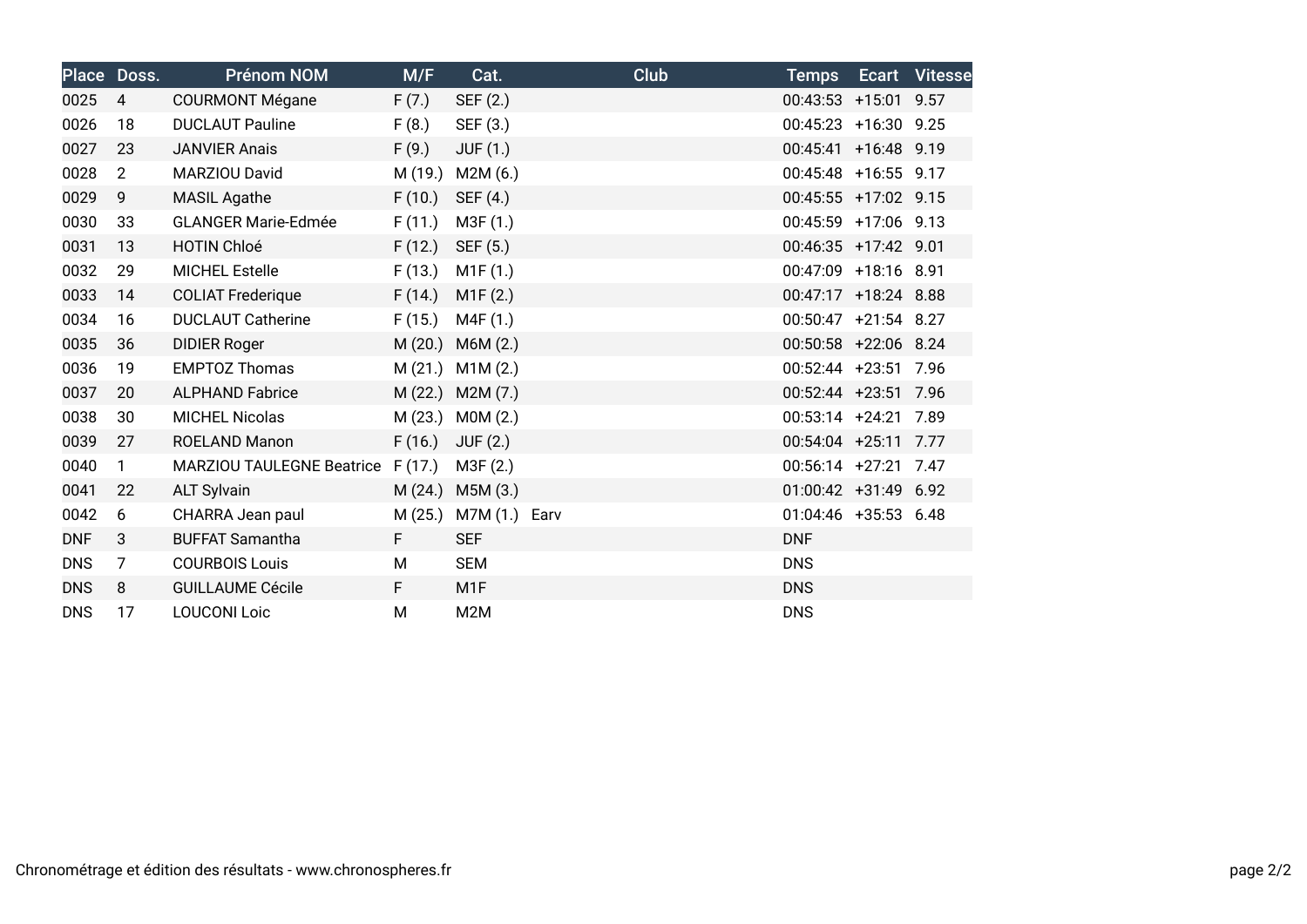| Place | Doss. | Prénom NOM | M/F | Cat. | Club | Temps | Ecart | Vitesse |
|---|---|---|---|---|---|---|---|---|
| 0025 | 4 | COURMONT Mégane | F (7.) | SEF (2.) | | 00:43:53 | +15:01 | 9.57 |
| 0026 | 18 | DUCLAUT Pauline | F (8.) | SEF (3.) | | 00:45:23 | +16:30 | 9.25 |
| 0027 | 23 | JANVIER Anais | F (9.) | JUF (1.) | | 00:45:41 | +16:48 | 9.19 |
| 0028 | 2 | MARZIOU David | M (19.) | M2M (6.) | | 00:45:48 | +16:55 | 9.17 |
| 0029 | 9 | MASIL Agathe | F (10.) | SEF (4.) | | 00:45:55 | +17:02 | 9.15 |
| 0030 | 33 | GLANGER Marie-Edmée | F (11.) | M3F (1.) | | 00:45:59 | +17:06 | 9.13 |
| 0031 | 13 | HOTIN Chloé | F (12.) | SEF (5.) | | 00:46:35 | +17:42 | 9.01 |
| 0032 | 29 | MICHEL Estelle | F (13.) | M1F (1.) | | 00:47:09 | +18:16 | 8.91 |
| 0033 | 14 | COLIAT Frederique | F (14.) | M1F (2.) | | 00:47:17 | +18:24 | 8.88 |
| 0034 | 16 | DUCLAUT Catherine | F (15.) | M4F (1.) | | 00:50:47 | +21:54 | 8.27 |
| 0035 | 36 | DIDIER Roger | M (20.) | M6M (2.) | | 00:50:58 | +22:06 | 8.24 |
| 0036 | 19 | EMPTOZ Thomas | M (21.) | M1M (2.) | | 00:52:44 | +23:51 | 7.96 |
| 0037 | 20 | ALPHAND Fabrice | M (22.) | M2M (7.) | | 00:52:44 | +23:51 | 7.96 |
| 0038 | 30 | MICHEL Nicolas | M (23.) | M0M (2.) | | 00:53:14 | +24:21 | 7.89 |
| 0039 | 27 | ROELAND Manon | F (16.) | JUF (2.) | | 00:54:04 | +25:11 | 7.77 |
| 0040 | 1 | MARZIOU TAULEGNE Beatrice | F (17.) | M3F (2.) | | 00:56:14 | +27:21 | 7.47 |
| 0041 | 22 | ALT Sylvain | M (24.) | M5M (3.) | | 01:00:42 | +31:49 | 6.92 |
| 0042 | 6 | CHARRA Jean paul | M (25.) | M7M (1.) | Earv | 01:04:46 | +35:53 | 6.48 |
| DNF | 3 | BUFFAT Samantha | F | SEF | | DNF | | |
| DNS | 7 | COURBOIS Louis | M | SEM | | DNS | | |
| DNS | 8 | GUILLAUME Cécile | F | M1F | | DNS | | |
| DNS | 17 | LOUCONI Loic | M | M2M | | DNS | | |

Chronométrage et édition des résultats - www.chronospheres.fr